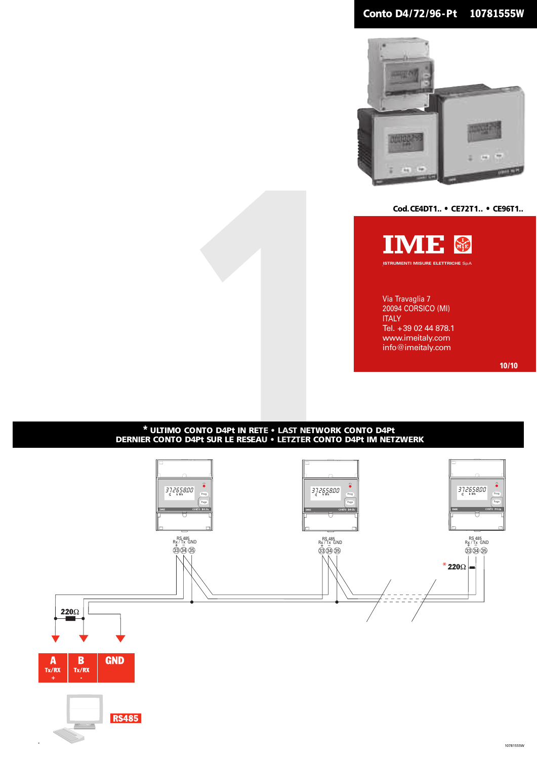# Conto D4/72/96-Pt 10781555W

Cod. CE4DT1.. • CE72T1.. • CE96T1..

**IME**

ISTRUMENTI MISURE ELETTRICHE SpA

Via Travaglia 7
20094 CORSICO (MI)
ITALY
Tel. +39 02 44 878.1
www.imeitaly.com
info@imeitaly.com

10/10

**\* ULTIMO CONTO D4Pt IN RETE • LAST NETWORK CONTO D4Pt**
**DERNIER CONTO D4Pt SUR LE RESEAU • LETZTER CONTO D4Pt IM NETZWERK**

RS 485
Rx / Tx GND
\+ –
33 34 35

\* 220Ω

220Ω

| A | B | GND |
|---|---|---|
| Tx/RX + | Tx/RX - | |

RS485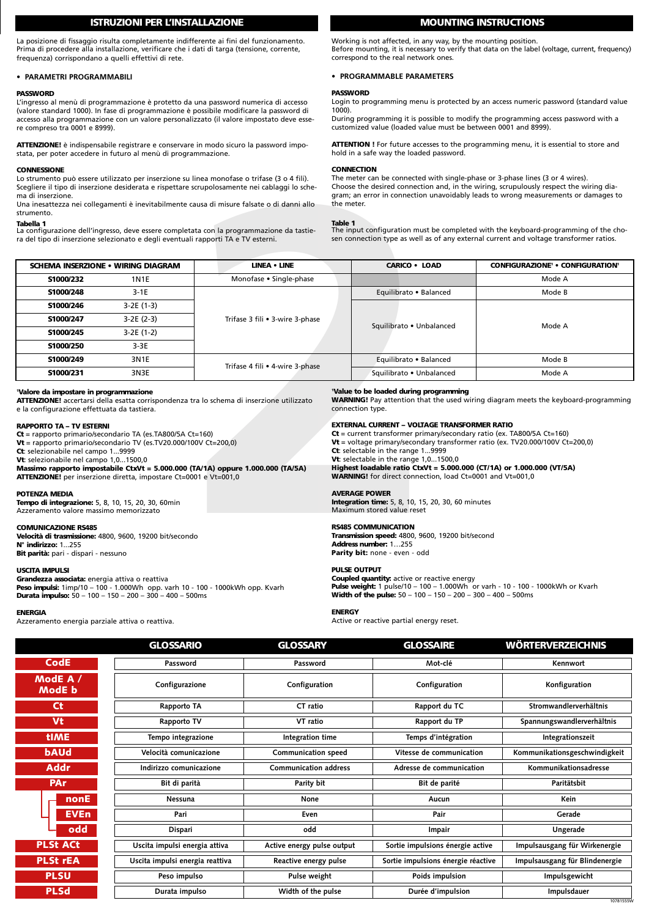## ISTRUZIONI PER L'INSTALLAZIONE

La posizione di fissaggio risulta completamente indifferente ai fini del funzionamento.
Prima di procedere alla installazione, verificare che i dati di targa (tensione, corrente, frequenza) corrispondano a quelli effettivi di rete.

- **PARAMETRI PROGRAMMABILI**

**PASSWORD**
L'ingresso al menù di programmazione è protetto da una password numerica di accesso (valore standard 1000). In fase di programmazione è possibile modificare la password di accesso alla programmazione con un valore personalizzato (il valore impostato deve essere compreso tra 0001 e 8999).

**ATTENZIONE!** è indispensabile registrare e conservare in modo sicuro la password impostata, per poter accedere in futuro al menù di programmazione.

**CONNESSIONE**
Lo strumento può essere utilizzato per inserzione su linea monofase o trifase (3 o 4 fili).
Scegliere il tipo di inserzione desiderata e rispettare scrupolosamente nei cablaggi lo schema di inserzione.
Una inesattezza nei collegamenti è inevitabilmente causa di misure falsate o di danni allo strumento.

**Tabella 1**
La configurazione dell'ingresso, deve essere completata con la programmazione da tastiera del tipo di inserzione selezionato e degli eventuali rapporti TA e TV esterni.

## MOUNTING INSTRUCTIONS

Working is not affected, in any way, by the mounting position.
Before mounting, it is necessary to verify that data on the label (voltage, current, frequency) correspond to the real network ones.

- **PROGRAMMABLE PARAMETERS**

**PASSWORD**
Login to programming menu is protected by an access numeric password (standard value 1000).
During programming it is possible to modify the programming access password with a customized value (loaded value must be between 0001 and 8999).

**ATTENTION !** For future accesses to the programming menu, it is essential to store and hold in a safe way the loaded password.

**CONNECTION**
The meter can be connected with single-phase or 3-phase lines (3 or 4 wires).
Choose the desired connection and, in the wiring, scrupulously respect the wiring diagram; an error in connection unavoidably leads to wrong measurements or damages to the meter.

**Table 1**
The input configuration must be completed with the keyboard-programming of the chosen connection type as well as of any external current and voltage transformer ratios.

| SCHEMA INSERZIONE • WIRING DIAGRAM | | LINEA • LINE | CARICO • LOAD | CONFIGURAZIONE[1] • CONFIGURATION[1] |
|---|---|---|---|---|
| **S1000/232** | 1N1E | Monofase • Single-phase | | Mode A |
| **S1000/248** | 3-1E | Trifase 3 fili • 3-wire 3-phase | Equilibrato • Balanced | Mode B |
| **S1000/246** | 3-2E (1-3) | | Squilibrato • Unbalanced | Mode A |
| **S1000/247** | 3-2E (2-3) | | | |
| **S1000/245** | 3-2E (1-2) | | | |
| **S1000/250** | 3-3E | | | |
| **S1000/249** | 3N1E | Trifase 4 fili • 4-wire 3-phase | Equilibrato • Balanced | Mode B |
| **S1000/231** | 3N3E | | Squilibrato • Unbalanced | Mode A |

[1]**Valore da impostare in programmazione**
**ATTENZIONE!** accertarsi della esatta corrispondenza tra lo schema di inserzione utilizzato e la configurazione effettuata da tastiera.

**RAPPORTO TA – TV ESTERNI**
**Ct** = rapporto primario/secondario TA (es.TA800/5A Ct=160)
**Vt** = rapporto primario/secondario TV (es.TV20.000/100V Ct=200,0)
**Ct**: selezionabile nel campo 1...9999
**Vt**: selezionabile nel campo 1,0...1500,0
**Massimo rapporto impostabile CtxVt = 5.000.000 (TA/1A) oppure 1.000.000 (TA/5A)**
**ATTENZIONE!** per inserzione diretta, impostare Ct=0001 e Vt=001,0

**POTENZA MEDIA**
**Tempo di integrazione:** 5, 8, 10, 15, 20, 30, 60min
Azzeramento valore massimo memorizzato

**COMUNICAZIONE RS485**
**Velocità di trasmissione:** 4800, 9600, 19200 bit/secondo
**N° indirizzo:** 1...255
**Bit parità:** pari - dispari - nessuno

**USCITA IMPULSI**
**Grandezza associata:** energia attiva o reattiva
**Peso impulsi:** 1imp/10 – 100 - 1.000Wh opp. varh 10 - 100 - 1000kWh opp. Kvarh
**Durata impulso:** 50 – 100 – 150 – 200 – 300 – 400 – 500ms

**ENERGIA**
Azzeramento energia parziale attiva o reattiva.

[1]**Value to be loaded during programming**
**WARNING!** Pay attention that the used wiring diagram meets the keyboard-programming connection type.

**EXTERNAL CURRENT – VOLTAGE TRANSFORMER RATIO**
**Ct** = current transformer primary/secondary ratio (ex. TA800/5A Ct=160)
**Vt** = voltage primary/secondary transformer ratio (ex. TV20.000/100V Ct=200,0)
**Ct**: selectable in the range 1...9999
**Vt**: selectable in the range 1,0...1500,0
**Highest loadable ratio CtxVt = 5.000.000 (CT/1A) or 1.000.000 (VT/5A)**
**WARNING!** for direct connection, load Ct=0001 and Vt=001,0

**AVERAGE POWER**
**Integration time:** 5, 8, 10, 15, 20, 30, 60 minutes
Maximum stored value reset

**RS485 COMMUNICATION**
**Transmission speed:** 4800, 9600, 19200 bit/second
**Address number:** 1...255
**Parity bit:** none - even - odd

**PULSE OUTPUT**
**Coupled quantity:** active or reactive energy
**Pulse weight:** 1 pulse/10 – 100 – 1.000Wh or varh - 10 - 100 - 1000kWh or Kvarh
**Width of the pulse:** 50 – 100 – 150 – 200 – 300 – 400 – 500ms

**ENERGY**
Active or reactive partial energy reset.

| | GLOSSARIO | GLOSSARY | GLOSSAIRE | WÖRTERVERZEICHNIS |
|---|---|---|---|---|
| CodE | Password | Password | Mot-clé | Kennwort |
| ModE A / ModE b | Configurazione | Configuration | Configuration | Konfiguration |
| Ct | Rapporto TA | CT ratio | Rapport du TC | Stromwandlerverhältnis |
| Vt | Rapporto TV | VT ratio | Rapport du TP | Spannungswandlerverhältnis |
| tIME | Tempo integrazione | Integration time | Temps d'intégration | Integrationszeit |
| bAUd | Velocità comunicazione | Communication speed | Vitesse de communication | Kommunikationsgeschwindigkeit |
| Addr | Indirizzo comunicazione | Communication address | Adresse de communication | Kommunikationsadresse |
| PAr | Bit di parità | Parity bit | Bit de parité | Paritätsbit |
| nonE | Nessuna | None | Aucun | Kein |
| EVEn | Pari | Even | Pair | Gerade |
| odd | Dispari | odd | Impair | Ungerade |
| PLSt ACt | Uscita impulsi energia attiva | Active energy pulse output | Sortie impulsions énergie active | Impulsausgang für Wirkenergie |
| PLSt rEA | Uscita impulsi energia reattiva | Reactive energy pulse | Sortie impulsions énergie réactive | Impulsausgang für Blindenergie |
| PLSU | Peso impulso | Pulse weight | Poids impulsion | Impulsgewicht |
| PLSd | Durata impulso | Width of the pulse | Durée d'impulsion | Impulsdauer |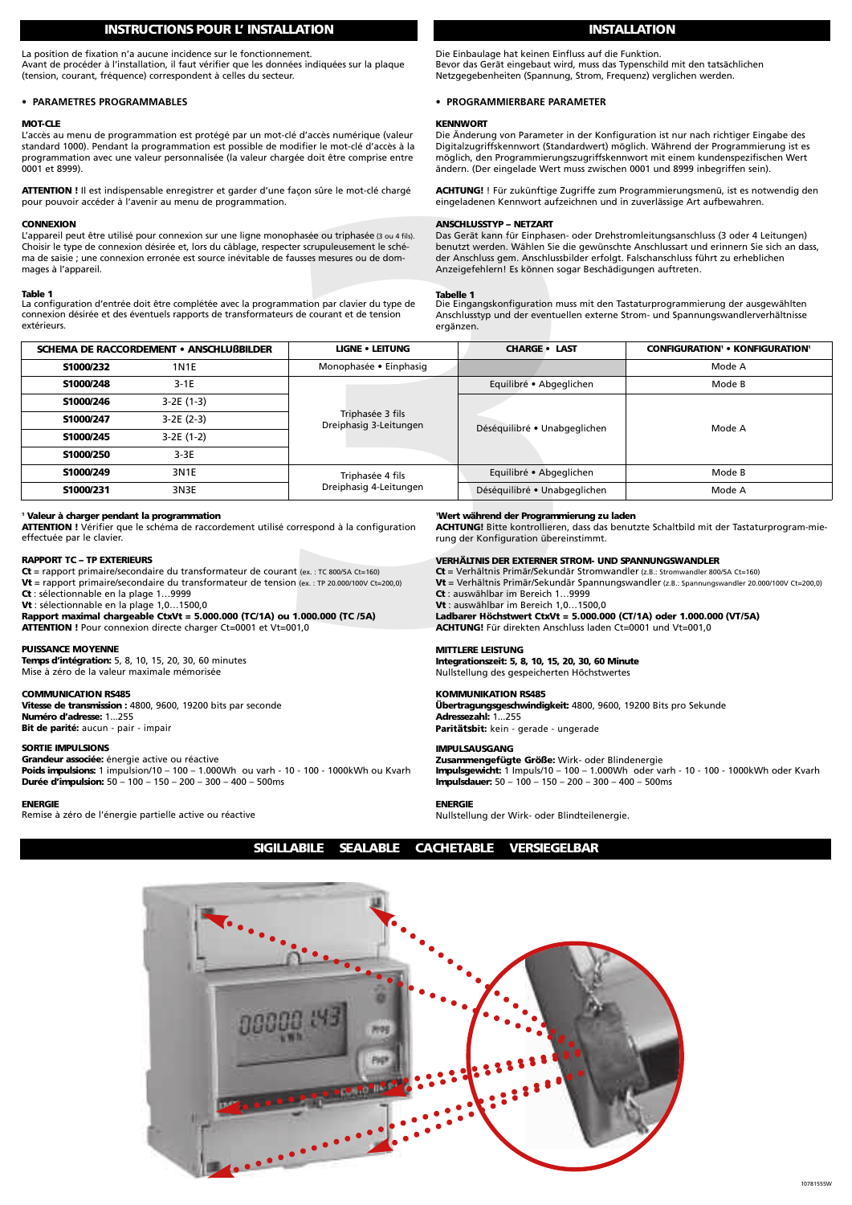## INSTRUCTIONS POUR L' INSTALLATION

La position de fixation n'a aucune incidence sur le fonctionnement.
Avant de procéder à l'installation, il faut vérifier que les données indiquées sur la plaque (tension, courant, fréquence) correspondent à celles du secteur.

- **PARAMETRES PROGRAMMABLES**

**MOT-CLE**
L'accès au menu de programmation est protégé par un mot-clé d'accès numérique (valeur standard 1000). Pendant la programmation est possible de modifier le mot-clé d'accès à la programmation avec une valeur personnalisée (la valeur chargée doit être comprise entre 0001 et 8999).

**ATTENTION !** Il est indispensable enregistrer et garder d'une façon sûre le mot-clé chargé pour pouvoir accéder à l'avenir au menu de programmation.

**CONNEXION**
L'appareil peut être utilisé pour connexion sur une ligne monophasée ou triphasée (3 ou 4 fils). Choisir le type de connexion désirée et, lors du câblage, respecter scrupuleusement le schéma de saisie ; une connexion erronée est source inévitable de fausses mesures ou de dommages à l'appareil.

**Table 1**
La configuration d'entrée doit être complétée avec la programmation par clavier du type de connexion désirée et des éventuels rapports de transformateurs de courant et de tension extérieurs.

## INSTALLATION

Die Einbaulage hat keinen Einfluss auf die Funktion.
Bevor das Gerät eingebaut wird, muss das Typenschild mit den tatsächlichen Netzgegebenheiten (Spannung, Strom, Frequenz) verglichen werden.

- **PROGRAMMIERBARE PARAMETER**

**KENNWORT**
Die Änderung von Parameter in der Konfiguration ist nur nach richtiger Eingabe des Digitalzugriffskennwort (Standardwert) möglich. Während der Programmierung ist es möglich, den Programmierungszugriffskennwort mit einem kundenspezifischen Wert ändern. (Der eingelade Wert muss zwischen 0001 und 8999 inbegriffen sein).

**ACHTUNG!** ! Für zukünftige Zugriffe zum Programmierungsmenü, ist es notwendig den eingeladenen Kennwort aufzeichnen und in zuverlässige Art aufbewahren.

**ANSCHLUSSTYP – NETZART**
Das Gerät kann für Einphasen- oder Drehstromleitungsanschluss (3 oder 4 Leitungen) benutzt werden. Wählen Sie die gewünschte Anschlussart und erinnern Sie sich an dass, der Anschluss gem. Anschlussbilder erfolgt. Falschanschluss führt zu erheblichen Anzeigefehlern! Es können sogar Beschädigungen auftreten.

**Tabelle 1**
Die Eingangskonfiguration muss mit den Tastaturprogrammierung der ausgewählten Anschlusstyp und der eventuellen externe Strom- und Spannungswandlerverhältnisse ergänzen.

| SCHEMA DE RACCORDEMENT • ANSCHLUßBILDER | | LIGNE • LEITUNG | CHARGE • LAST | CONFIGURATION[1] • KONFIGURATION[1] |
|---|---|---|---|---|
| S1000/232 | 1N1E | Monophasée • Einphasig | | Mode A |
| S1000/248 | 3-1E | Triphasée 3 fils Dreiphasig 3-Leitungen | Equilibré • Abgeglichen | Mode B |
| S1000/246 | 3-2E (1-3) | | Déséquilibré • Unabgeglichen | Mode A |
| S1000/247 | 3-2E (2-3) | | | |
| S1000/245 | 3-2E (1-2) | | | |
| S1000/250 | 3-3E | | | |
| S1000/249 | 3N1E | Triphasée 4 fils Dreiphasig 4-Leitungen | Equilibré • Abgeglichen | Mode B |
| S1000/231 | 3N3E | | Déséquilibré • Unabgeglichen | Mode A |

[1] **Valeur à charger pendant la programmation**
**ATTENTION !** Vérifier que le schéma de raccordement utilisé correspond à la configuration effectuée par le clavier.

**RAPPORT TC – TP EXTERIEURS**
**Ct** = rapport primaire/secondaire du transformateur de courant (ex. : TC 800/5A Ct=160)
**Vt** = rapport primaire/secondaire du transformateur de tension (ex. : TP 20.000/100V Ct=200,0)
**Ct** : sélectionnable en la plage 1…9999
**Vt** : sélectionnable en la plage 1,0…1500,0
**Rapport maximal chargeable CtxVt = 5.000.000 (TC/1A) ou 1.000.000 (TC /5A)**
**ATTENTION !** Pour connexion directe charger Ct=0001 et Vt=001,0

**PUISSANCE MOYENNE**
**Temps d'intégration:** 5, 8, 10, 15, 20, 30, 60 minutes
Mise à zéro de la valeur maximale mémorisée

**COMMUNICATION RS485**
**Vitesse de transmission :** 4800, 9600, 19200 bits par seconde
**Numéro d'adresse:** 1…255
**Bit de parité:** aucun - pair - impair

**SORTIE IMPULSIONS**
**Grandeur associée:** énergie active ou réactive
**Poids impulsions:** 1 impulsion/10 – 100 – 1.000Wh ou varh - 10 - 100 - 1000kWh ou Kvarh
**Durée d'impulsion:** 50 – 100 – 150 – 200 – 300 – 400 – 500ms

**ENERGIE**
Remise à zéro de l'énergie partielle active ou réactive

[1] **Wert während der Programmierung zu laden**
**ACHTUNG!** Bitte kontrollieren, dass das benutzte Schaltbild mit der Tastaturprogram-mierung der Konfiguration übereinstimmt.

**VERHÄLTNIS DER EXTERNER STROM- UND SPANNUNGSWANDLER**
**Ct** = Verhältnis Primär/Sekundär Stromwandler (z.B.: Stromwandler 800/5A Ct=160)
**Vt** = Verhältnis Primär/Sekundär Spannungswandler (z.B.: Spannungswandler 20.000/100V Ct=200,0)
**Ct** : auswählbar im Bereich 1…9999
**Vt** : auswählbar im Bereich 1,0…1500,0
**Ladbarer Höchstwert CtxVt = 5.000.000 (CT/1A) oder 1.000.000 (VT/5A)**
**ACHTUNG!** Für direkten Anschluss laden Ct=0001 und Vt=001,0

**MITTLERE LEISTUNG**
**Integrationszeit: 5, 8, 10, 15, 20, 30, 60 Minute**
Nullstellung des gespeicherten Höchstwertes

**KOMMUNIKATION RS485**
**Übertragungsgeschwindigkeit:** 4800, 9600, 19200 Bits pro Sekunde
**Adressezahl:** 1…255
**Paritätsbit:** kein - gerade - ungerade

**IMPULSAUSGANG**
**Zusammengefügte Größe:** Wirk- oder Blindenergie
**Impulsgewicht:** 1 Impuls/10 – 100 – 1.000Wh oder varh - 10 - 100 - 1000kWh oder Kvarh
**Impulsdauer:** 50 – 100 – 150 – 200 – 300 – 400 – 500ms

**ENERGIE**
Nullstellung der Wirk- oder Blindteilenergie.

## SIGILLABILE SEALABLE CACHETABLE VERSIEGELBAR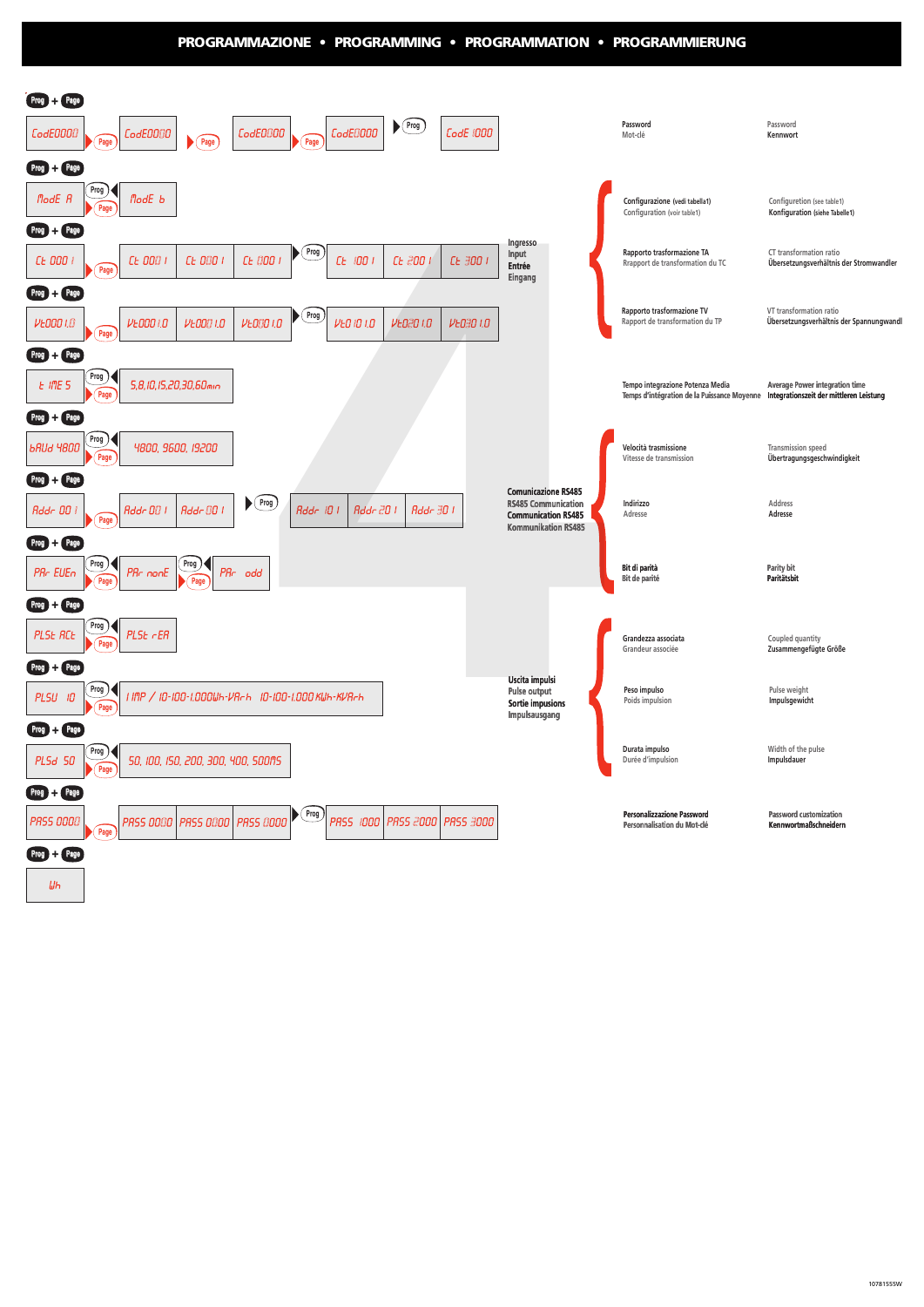# PROGRAMMAZIONE • PROGRAMMING • PROGRAMMATION • PROGRAMMIERUNG

**Prog + Page**

CodE0000 → Page → CodE0000 → Page → CodE0000 → Page → CodE0000 → Prog → CodE 1000

| Italiano / Français | English / Deutsch |
|---|---|
| Password<br>Mot-clé | Password<br>Kennwort |

**Prog + Page**

ModE A → Prog / Page → ModE b

**Prog + Page**

Ct 0001 → Page → Ct 0001 | Ct 0001 | Ct 0001 → Prog → Ct 1001 | Ct 2001 | Ct 3001

**Prog + Page**

Vt0001.0 → Page → Vt0001.0 | Vt0001.0 | Vt0001.0 → Prog → Vt0101.0 | Vt0201.0 | Vt0301.0

**Ingresso / Input / Entrée / Eingang**

| Italiano / Français | English / Deutsch |
|---|---|
| Configurazione (vedi tabella1)<br>Configuration (voir table1) | Configuration (see table1)<br>Konfiguration (siehe Tabelle1) |
| Rapporto trasformazione TA<br>Rapport de transformation du TC | CT transformation ratio<br>Übersetzungsverhältnis der Stromwandler |
| Rapporto trasformazione TV<br>Rapport de transformation du TP | VT transformation ratio<br>Übersetzungsverhältnis der Spannungwandl |

**Prog + Page**

t iME 5 → Prog / Page → 5,8,10,15,20,30,60min

| Italiano / Français | English / Deutsch |
|---|---|
| Tempo integrazione Potenza Media<br>Temps d'intégration de la Puissance Moyenne | Average Power integration time<br>Integrationszeit der mittleren Leistung |

**Prog + Page**

bAUd 4800 → Prog / Page → 4800, 9600, 19200

**Prog + Page**

Addr 001 → Page → Addr 001 | Addr 001 → Prog → Addr 101 | Addr 201 | Addr 301

**Prog + Page**

PAr EVEn → Prog / Page → PAr nonE → Prog / Page → PAr odd

**Comunicazione RS485 / RS485 Communication / Communication RS485 / Kommunikation RS485**

| Italiano / Français | English / Deutsch |
|---|---|
| Velocità trasmissione<br>Vitesse de transmission | Transmission speed<br>Übertragungsgeschwindigkeit |
| Indirizzo<br>Adresse | Address<br>Adresse |
| Bit di parità<br>Bit de parité | Parity bit<br>Paritätsbit |

**Prog + Page**

PLSt ACt → Prog / Page → PLSt rEA

**Prog + Page**

PLSU 10 → Prog / Page → 1 IMP / 10-100-1.000Wh-VArh 10-100-1.000 KWh-KVArh

**Prog + Page**

PLSd 50 → Prog / Page → 50, 100, 150, 200, 300, 400, 500MS

**Uscita impulsi / Pulse output / Sortie impusions / Impulsausgang**

| Italiano / Français | English / Deutsch |
|---|---|
| Grandezza associata<br>Grandeur associée | Coupled quantity<br>Zusammengefügte Größe |
| Peso impulso<br>Poids impulsion | Pulse weight<br>Impulsgewicht |
| Durata impulso<br>Durée d'impulsion | Width of the pulse<br>Impulsdauer |

**Prog + Page**

PASS 0000 → Page → PASS 0000 | PASS 0000 | PASS 0000 → Prog → PASS 1000 | PASS 2000 | PASS 3000

| Italiano / Français | English / Deutsch |
|---|---|
| Personalizzazione Password<br>Personnalisation du Mot-clé | Password customization<br>Kennwortmaßschneidern |

**Prog + Page**

Wh

10781555W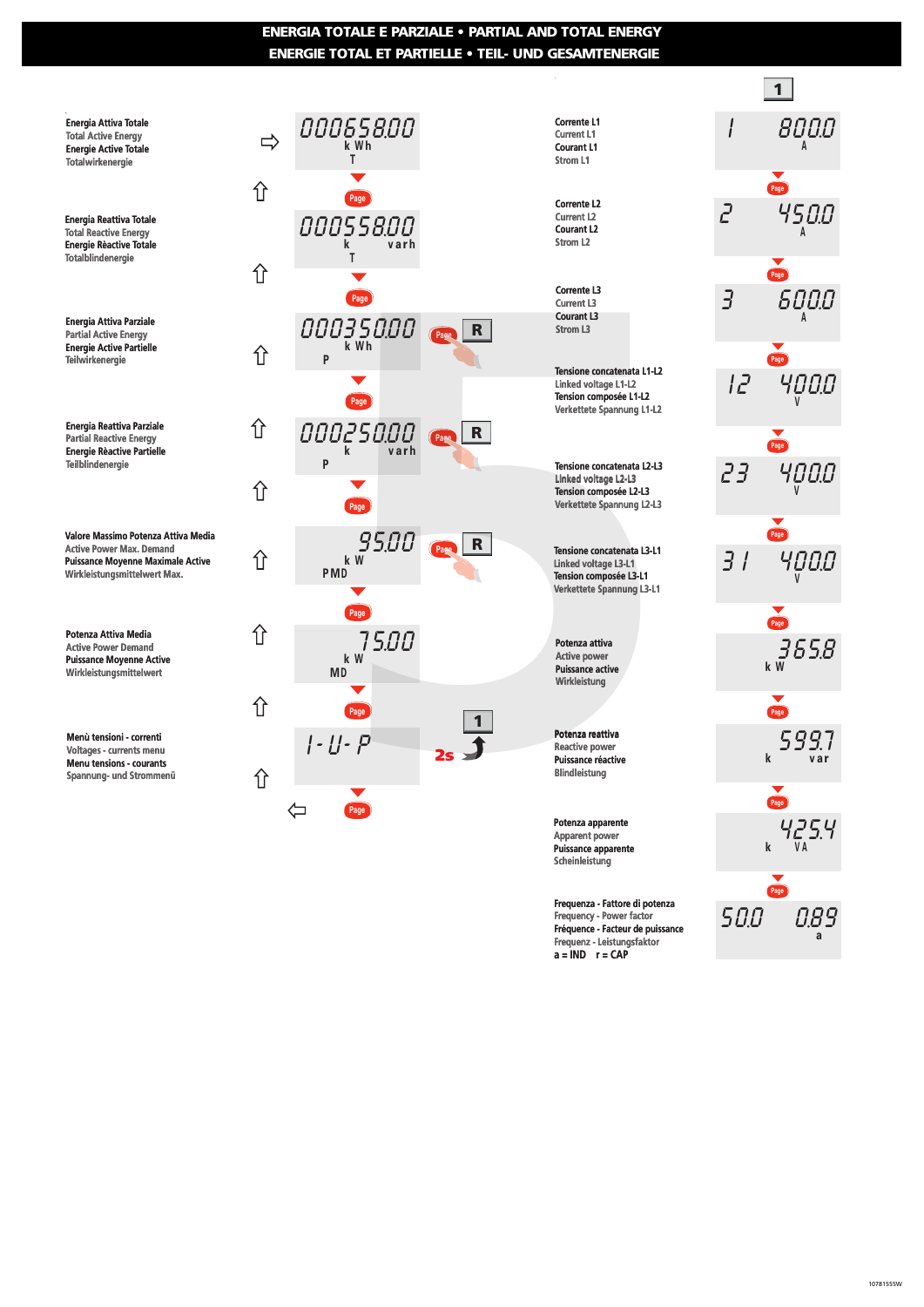# ENERGIA TOTALE E PARZIALE • PARTIAL AND TOTAL ENERGY
# ENERGIE TOTAL ET PARTIELLE • TEIL- UND GESAMTENERGIE

**Energia Attiva Totale**
Total Active Energy
**Energie Active Totale**
Totalwirkenergie

00065800 kWh T

Page

**Energia Reattiva Totale**
Total Reactive Energy
**Energie Rèactive Totale**
Totalblindenergie

00055800 kvarh T

Page

**Energia Attiva Parziale**
Partial Active Energy
**Energie Active Partielle**
Teilwirkenergie

00035000 kWh P — Page + R

Page

**Energia Reattiva Parziale**
Partial Reactive Energy
**Energie Rèactive Partielle**
Teilblindenergie

00025000 kvarh P — Page + R

Page

**Valore Massimo Potenza Attiva Media**
Active Power Max. Demand
**Puissance Moyenne Maximale Active**
Wirkleistungsmittelwert Max.

95.00 kW PMD — Page + R

Page

**Potenza Attiva Media**
Active Power Demand
**Puissance Moyenne Active**
Wirkleistungsmittelwert

75.00 kW MD

Page

**Menù tensioni - correnti**
Voltages - currents menu
**Menu tensions - courants**
Spannung- und Strommenü

I-U-P — 2s → 1

Page

---

1

**Corrente L1**
Current L1
**Courant L1**
Strom L1

1 800.0 A

Page

**Corrente L2**
Current L2
**Courant L2**
Strom L2

2 450.0 A

Page

**Corrente L3**
Current L3
**Courant L3**
Strom L3

3 600.0 A

Page

**Tensione concatenata L1-L2**
Linked voltage L1-L2
**Tension composée L1-L2**
Verkettete Spannung L1-L2

12 400.0 V

Page

**Tensione concatenata L2-L3**
Linked voltage L2-L3
**Tension composée L2-L3**
Verkettete Spannung L2-L3

23 400.0 V

Page

**Tensione concatenata L3-L1**
Linked voltage L3-L1
**Tension composée L3-L1**
Verkettete Spannung L3-L1

31 400.0 V

Page

**Potenza attiva**
Active power
**Puissance active**
Wirkleistung

365.8 kW

Page

**Potenza reattiva**
Reactive power
**Puissance réactive**
Blindleistung

599.7 kvar

Page

**Potenza apparente**
Apparent power
**Puissance apparente**
Scheinleistung

425.4 kVA

Page

**Frequenza - Fattore di potenza**
Frequency - Power factor
**Fréquence - Facteur de puissance**
Frequenz - Leistungsfaktor
**a = IND r = CAP**

50.0 0.89 a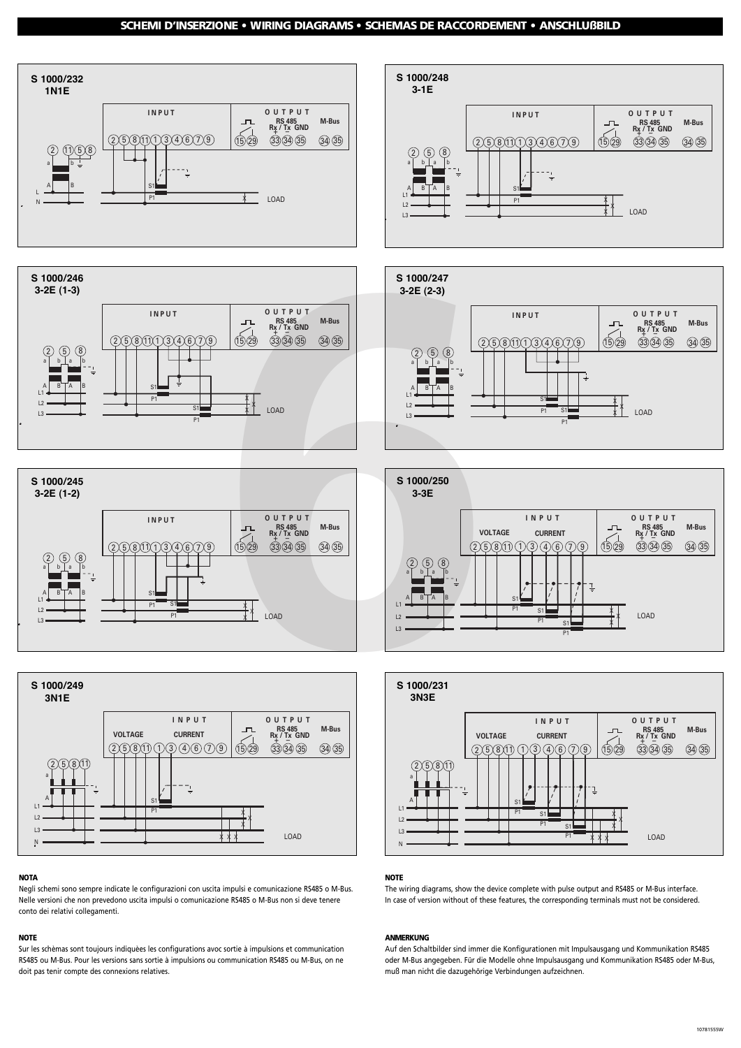## SCHEMI D'INSERZIONE • WIRING DIAGRAMS • SCHEMAS DE RACCORDEMENT • ANSCHLUßBILD

**S 1000/232**
**1N1E**

INPUT
2 5 8 11 1 3 4 6 7 9
OUTPUT
RS 485 Rx / Tx GND
M-Bus
15 29 33 34 35 34 35
2 11 5 8
a b
A B
L
N
S1
P1
LOAD

**S 1000/248**
**3-1E**

INPUT
2 5 8 11 1 3 4 6 7 9
OUTPUT
RS 485 Rx / Tx GND
M-Bus
15 29 33 34 35 34 35
2 5 8
a b a b
A B A B
L1
L2
L3
S1
P1
LOAD

**S 1000/246**
**3-2E (1-3)**

INPUT
2 5 8 11 1 3 4 6 7 9
OUTPUT
RS 485 Rx / Tx GND
M-Bus
15 29 33 34 35 34 35
2 5 8
a b a b
A B A B
L1
L2
L3
S1
P1
S1
P1
LOAD

**S 1000/247**
**3-2E (2-3)**

INPUT
2 5 8 11 1 3 4 6 7 9
OUTPUT
RS 485 Rx / Tx GND
M-Bus
15 29 33 34 35 34 35
2 5 8
a b a b
A B A B
L1
L2
L3
S1
P1
S1
P1
LOAD

**S 1000/245**
**3-2E (1-2)**

INPUT
2 5 8 11 1 3 4 6 7 9
OUTPUT
RS 485 Rx / Tx GND
M-Bus
15 29 33 34 35 34 35
2 5 8
a b a b
A B A B
L1
L2
L3
S1
P1
S1
P1
LOAD

**S 1000/250**
**3-3E**

INPUT
VOLTAGE
CURRENT
2 5 8 11 1 3 4 6 7 9
OUTPUT
RS 485 Rx / Tx GND
M-Bus
15 29 33 34 35 34 35
2 5 8
a b a b
A B A B
L1
L2
L3
S1
P1
S1
P1
S1
P1
LOAD

**S 1000/249**
**3N1E**

INPUT
VOLTAGE
CURRENT
2 5 8 11 1 3 4 6 7 9
OUTPUT
RS 485 Rx / Tx GND
M-Bus
15 29 33 34 35 34 35
2 5 8 11
a
A
L1
L2
L3
N
S1
P1
LOAD

**S 1000/231**
**3N3E**

INPUT
VOLTAGE
CURRENT
2 5 8 11 1 3 4 6 7 9
OUTPUT
RS 485 Rx / Tx GND
M-Bus
15 29 33 34 35 34 35
2 5 8 11
a
A
L1
L2
L3
N
S1
P1
S1
P1
S1
P1
LOAD

**NOTA**

Negli schemi sono sempre indicate le configurazioni con uscita impulsi e comunicazione RS485 o M-Bus. Nelle versioni che non prevedono uscita impulsi o comunicazione RS485 o M-Bus non si deve tenere conto dei relativi collegamenti.

**NOTE**

Sur les schèmas sont toujours indiquèes les configurations avoc sortie à impulsions et communication RS485 ou M-Bus. Pour les versions sans sortie à impulsions ou communication RS485 ou M-Bus, on ne doit pas tenir compte des connexions relatives.

**NOTE**

The wiring diagrams, show the device complete with pulse output and RS485 or M-Bus interface. In case of version without of these features, the corresponding terminals must not be considered.

**ANMERKUNG**

Auf den Schaltbilder sind immer die Konfigurationen mit Impulsausgang und Kommunikation RS485 oder M-Bus angegeben. Für die Modelle ohne Impulsausgang und Kommunikation RS485 oder M-Bus, muß man nicht die dazugehörige Verbindungen aufzeichnen.

10781555W